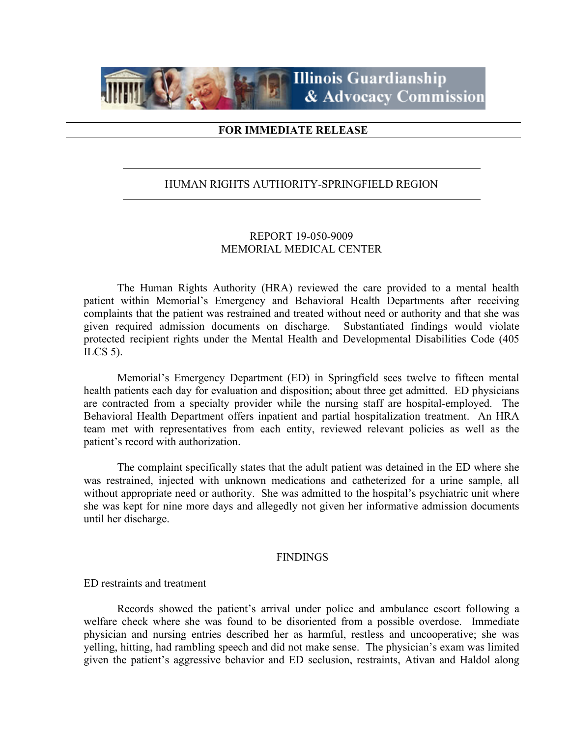Illinois Guardianship & Advocacy Commission

**FOR IMMEDIATE RELEASE**

HUMAN RIGHTS AUTHORITY-SPRINGFIELD REGION

REPORT 19-050-9009
MEMORIAL MEDICAL CENTER

The Human Rights Authority (HRA) reviewed the care provided to a mental health patient within Memorial's Emergency and Behavioral Health Departments after receiving complaints that the patient was restrained and treated without need or authority and that she was given required admission documents on discharge. Substantiated findings would violate protected recipient rights under the Mental Health and Developmental Disabilities Code (405 ILCS 5).

Memorial's Emergency Department (ED) in Springfield sees twelve to fifteen mental health patients each day for evaluation and disposition; about three get admitted. ED physicians are contracted from a specialty provider while the nursing staff are hospital-employed. The Behavioral Health Department offers inpatient and partial hospitalization treatment. An HRA team met with representatives from each entity, reviewed relevant policies as well as the patient's record with authorization.

The complaint specifically states that the adult patient was detained in the ED where she was restrained, injected with unknown medications and catheterized for a urine sample, all without appropriate need or authority. She was admitted to the hospital's psychiatric unit where she was kept for nine more days and allegedly not given her informative admission documents until her discharge.

FINDINGS

ED restraints and treatment

Records showed the patient's arrival under police and ambulance escort following a welfare check where she was found to be disoriented from a possible overdose. Immediate physician and nursing entries described her as harmful, restless and uncooperative; she was yelling, hitting, had rambling speech and did not make sense. The physician's exam was limited given the patient's aggressive behavior and ED seclusion, restraints, Ativan and Haldol along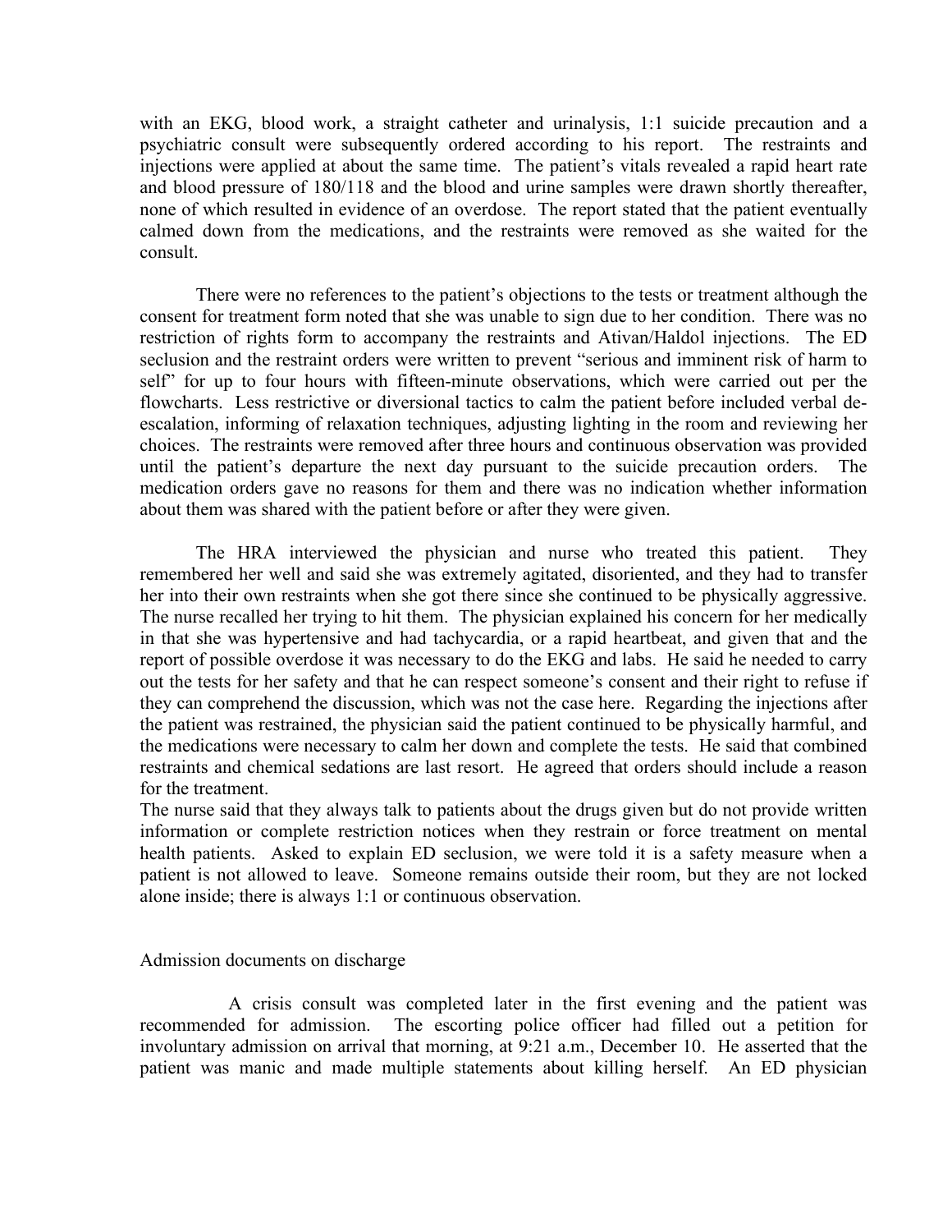with an EKG, blood work, a straight catheter and urinalysis, 1:1 suicide precaution and a psychiatric consult were subsequently ordered according to his report. The restraints and injections were applied at about the same time. The patient's vitals revealed a rapid heart rate and blood pressure of 180/118 and the blood and urine samples were drawn shortly thereafter, none of which resulted in evidence of an overdose. The report stated that the patient eventually calmed down from the medications, and the restraints were removed as she waited for the consult.

There were no references to the patient's objections to the tests or treatment although the consent for treatment form noted that she was unable to sign due to her condition. There was no restriction of rights form to accompany the restraints and Ativan/Haldol injections. The ED seclusion and the restraint orders were written to prevent "serious and imminent risk of harm to self" for up to four hours with fifteen-minute observations, which were carried out per the flowcharts. Less restrictive or diversional tactics to calm the patient before included verbal de-escalation, informing of relaxation techniques, adjusting lighting in the room and reviewing her choices. The restraints were removed after three hours and continuous observation was provided until the patient's departure the next day pursuant to the suicide precaution orders. The medication orders gave no reasons for them and there was no indication whether information about them was shared with the patient before or after they were given.

The HRA interviewed the physician and nurse who treated this patient. They remembered her well and said she was extremely agitated, disoriented, and they had to transfer her into their own restraints when she got there since she continued to be physically aggressive. The nurse recalled her trying to hit them. The physician explained his concern for her medically in that she was hypertensive and had tachycardia, or a rapid heartbeat, and given that and the report of possible overdose it was necessary to do the EKG and labs. He said he needed to carry out the tests for her safety and that he can respect someone's consent and their right to refuse if they can comprehend the discussion, which was not the case here. Regarding the injections after the patient was restrained, the physician said the patient continued to be physically harmful, and the medications were necessary to calm her down and complete the tests. He said that combined restraints and chemical sedations are last resort. He agreed that orders should include a reason for the treatment.

The nurse said that they always talk to patients about the drugs given but do not provide written information or complete restriction notices when they restrain or force treatment on mental health patients. Asked to explain ED seclusion, we were told it is a safety measure when a patient is not allowed to leave. Someone remains outside their room, but they are not locked alone inside; there is always 1:1 or continuous observation.

Admission documents on discharge

A crisis consult was completed later in the first evening and the patient was recommended for admission. The escorting police officer had filled out a petition for involuntary admission on arrival that morning, at 9:21 a.m., December 10. He asserted that the patient was manic and made multiple statements about killing herself. An ED physician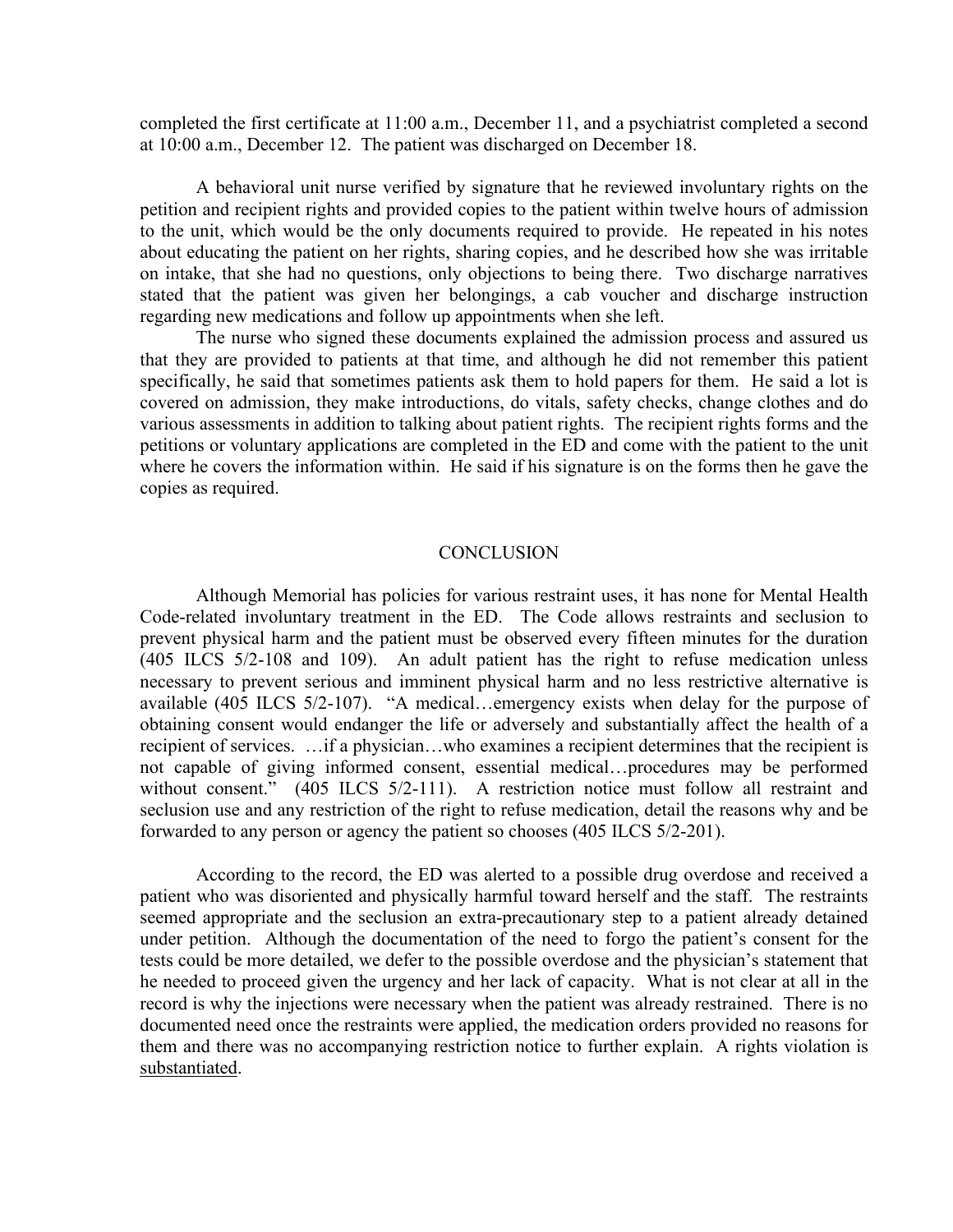completed the first certificate at 11:00 a.m., December 11, and a psychiatrist completed a second at 10:00 a.m., December 12. The patient was discharged on December 18.

A behavioral unit nurse verified by signature that he reviewed involuntary rights on the petition and recipient rights and provided copies to the patient within twelve hours of admission to the unit, which would be the only documents required to provide. He repeated in his notes about educating the patient on her rights, sharing copies, and he described how she was irritable on intake, that she had no questions, only objections to being there. Two discharge narratives stated that the patient was given her belongings, a cab voucher and discharge instruction regarding new medications and follow up appointments when she left.

The nurse who signed these documents explained the admission process and assured us that they are provided to patients at that time, and although he did not remember this patient specifically, he said that sometimes patients ask them to hold papers for them. He said a lot is covered on admission, they make introductions, do vitals, safety checks, change clothes and do various assessments in addition to talking about patient rights. The recipient rights forms and the petitions or voluntary applications are completed in the ED and come with the patient to the unit where he covers the information within. He said if his signature is on the forms then he gave the copies as required.

## CONCLUSION

Although Memorial has policies for various restraint uses, it has none for Mental Health Code-related involuntary treatment in the ED. The Code allows restraints and seclusion to prevent physical harm and the patient must be observed every fifteen minutes for the duration (405 ILCS 5/2-108 and 109). An adult patient has the right to refuse medication unless necessary to prevent serious and imminent physical harm and no less restrictive alternative is available (405 ILCS 5/2-107). "A medical…emergency exists when delay for the purpose of obtaining consent would endanger the life or adversely and substantially affect the health of a recipient of services. …if a physician…who examines a recipient determines that the recipient is not capable of giving informed consent, essential medical…procedures may be performed without consent." (405 ILCS 5/2-111). A restriction notice must follow all restraint and seclusion use and any restriction of the right to refuse medication, detail the reasons why and be forwarded to any person or agency the patient so chooses (405 ILCS 5/2-201).

According to the record, the ED was alerted to a possible drug overdose and received a patient who was disoriented and physically harmful toward herself and the staff. The restraints seemed appropriate and the seclusion an extra-precautionary step to a patient already detained under petition. Although the documentation of the need to forgo the patient's consent for the tests could be more detailed, we defer to the possible overdose and the physician's statement that he needed to proceed given the urgency and her lack of capacity. What is not clear at all in the record is why the injections were necessary when the patient was already restrained. There is no documented need once the restraints were applied, the medication orders provided no reasons for them and there was no accompanying restriction notice to further explain. A rights violation is substantiated.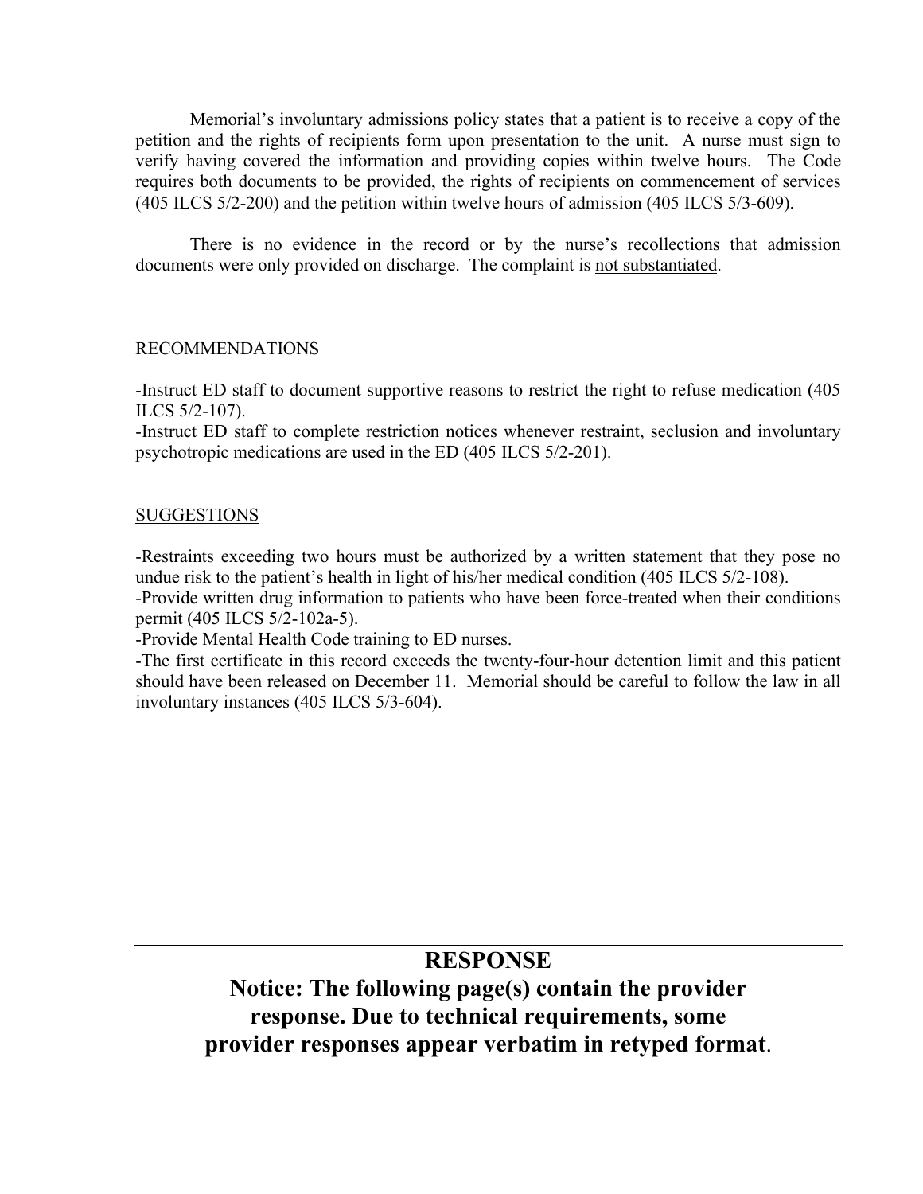Memorial's involuntary admissions policy states that a patient is to receive a copy of the petition and the rights of recipients form upon presentation to the unit. A nurse must sign to verify having covered the information and providing copies within twelve hours. The Code requires both documents to be provided, the rights of recipients on commencement of services (405 ILCS 5/2-200) and the petition within twelve hours of admission (405 ILCS 5/3-609).

There is no evidence in the record or by the nurse's recollections that admission documents were only provided on discharge. The complaint is not substantiated.

RECOMMENDATIONS

-Instruct ED staff to document supportive reasons to restrict the right to refuse medication (405 ILCS 5/2-107).
-Instruct ED staff to complete restriction notices whenever restraint, seclusion and involuntary psychotropic medications are used in the ED (405 ILCS 5/2-201).

SUGGESTIONS

-Restraints exceeding two hours must be authorized by a written statement that they pose no undue risk to the patient's health in light of his/her medical condition (405 ILCS 5/2-108).
-Provide written drug information to patients who have been force-treated when their conditions permit (405 ILCS 5/2-102a-5).
-Provide Mental Health Code training to ED nurses.
-The first certificate in this record exceeds the twenty-four-hour detention limit and this patient should have been released on December 11. Memorial should be careful to follow the law in all involuntary instances (405 ILCS 5/3-604).

---

## RESPONSE

## Notice: The following page(s) contain the provider response. Due to technical requirements, some provider responses appear verbatim in retyped format.

---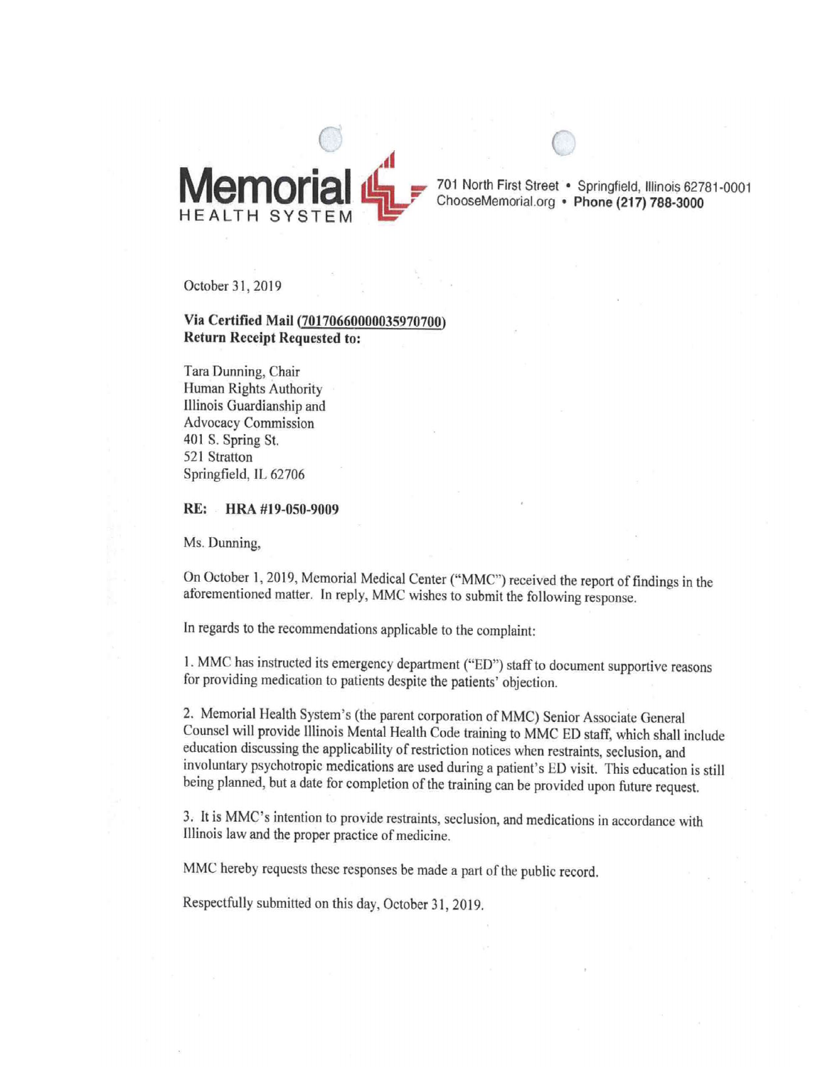**Memorial** HEALTH SYSTEM

701 North First Street • Springfield, Illinois 62781-0001
ChooseMemorial.org • **Phone (217) 788-3000**

October 31, 2019

**Via Certified Mail (70170660000035970700)**
**Return Receipt Requested to:**

Tara Dunning, Chair
Human Rights Authority
Illinois Guardianship and
Advocacy Commission
401 S. Spring St.
521 Stratton
Springfield, IL 62706

**RE: HRA #19-050-9009**

Ms. Dunning,

On October 1, 2019, Memorial Medical Center ("MMC") received the report of findings in the aforementioned matter. In reply, MMC wishes to submit the following response.

In regards to the recommendations applicable to the complaint:

1. MMC has instructed its emergency department ("ED") staff to document supportive reasons for providing medication to patients despite the patients' objection.

2. Memorial Health System's (the parent corporation of MMC) Senior Associate General Counsel will provide Illinois Mental Health Code training to MMC ED staff, which shall include education discussing the applicability of restriction notices when restraints, seclusion, and involuntary psychotropic medications are used during a patient's ED visit. This education is still being planned, but a date for completion of the training can be provided upon future request.

3. It is MMC's intention to provide restraints, seclusion, and medications in accordance with Illinois law and the proper practice of medicine.

MMC hereby requests these responses be made a part of the public record.

Respectfully submitted on this day, October 31, 2019.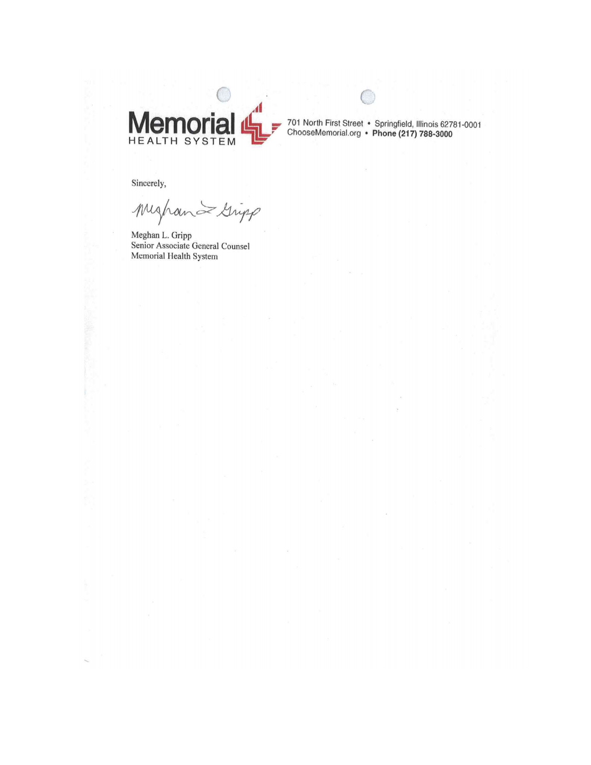Memorial HEALTH SYSTEM

701 North First Street • Springfield, Illinois 62781-0001
ChooseMemorial.org • **Phone (217) 788-3000**

Sincerely,

Meghan L. Gripp
Senior Associate General Counsel
Memorial Health System